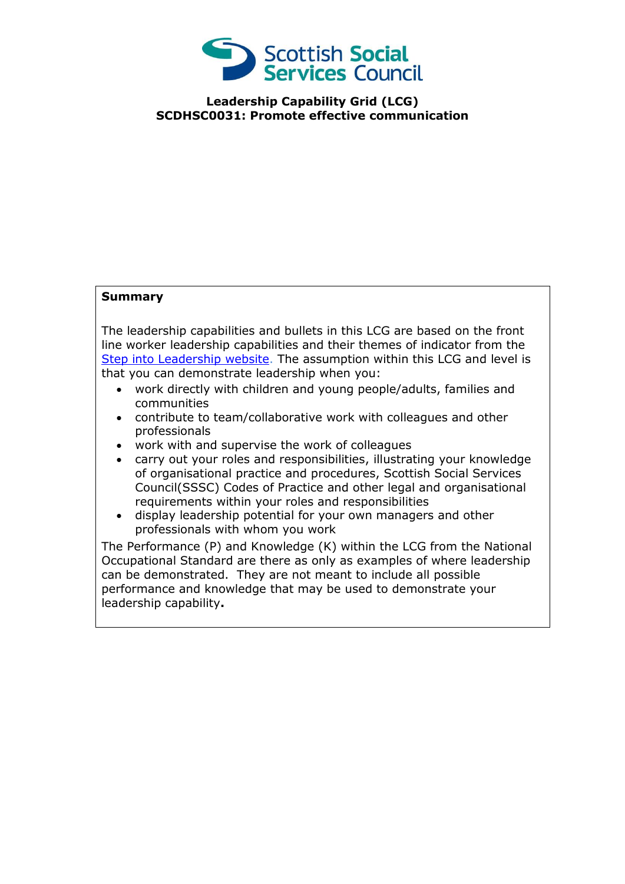# Leadership Capability Grid (LCG)
## SCDHSC0031: Promote effective communication

**Summary**

The leadership capabilities and bullets in this LCG are based on the front line worker leadership capabilities and their themes of indicator from the [Step into Leadership website](). The assumption within this LCG and level is that you can demonstrate leadership when you:

- work directly with children and young people/adults, families and communities
- contribute to team/collaborative work with colleagues and other professionals
- work with and supervise the work of colleagues
- carry out your roles and responsibilities, illustrating your knowledge of organisational practice and procedures, Scottish Social Services Council(SSSC) Codes of Practice and other legal and organisational requirements within your roles and responsibilities
- display leadership potential for your own managers and other professionals with whom you work

The Performance (P) and Knowledge (K) within the LCG from the National Occupational Standard are there as only as examples of where leadership can be demonstrated. They are not meant to include all possible performance and knowledge that may be used to demonstrate your leadership capability**.**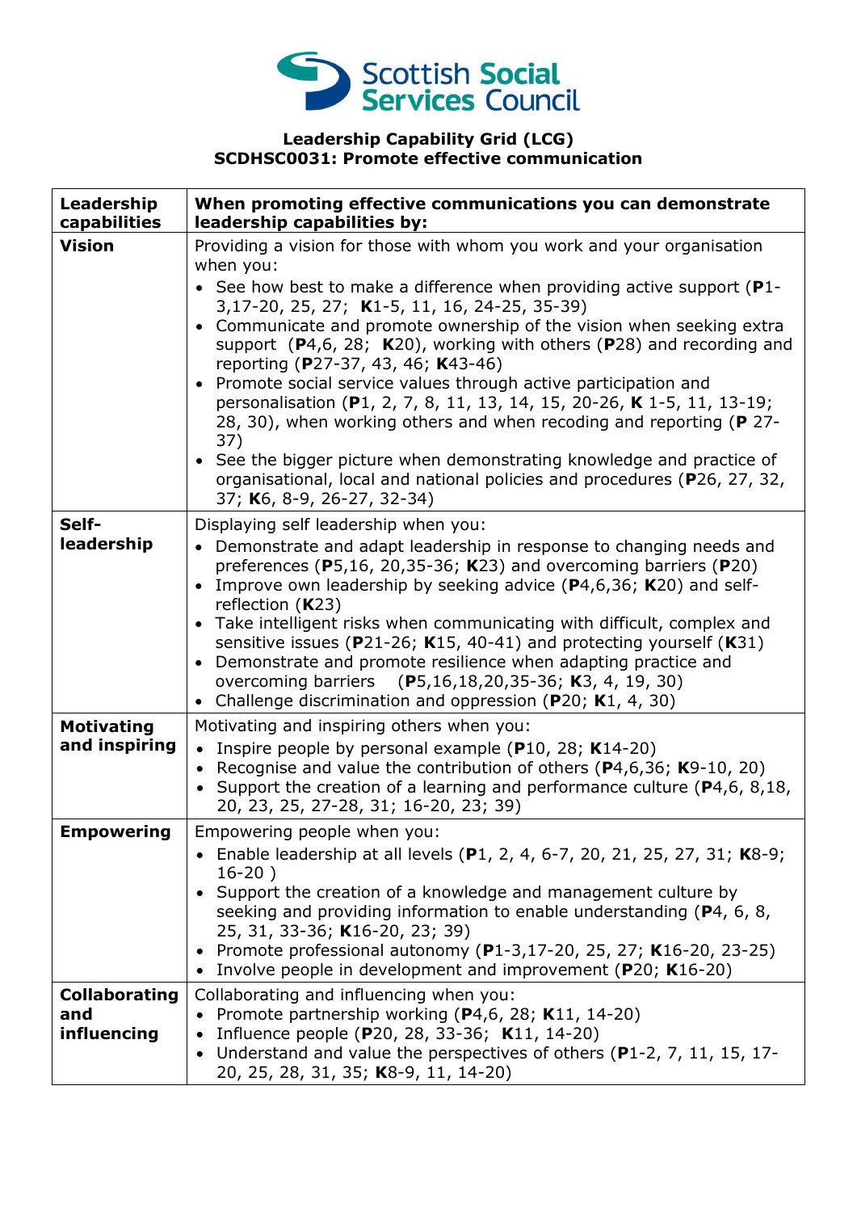**Leadership Capability Grid (LCG)**
**SCDHSC0031: Promote effective communication**

| Leadership capabilities | When promoting effective communications you can demonstrate leadership capabilities by: |
|---|---|
| **Vision** | Providing a vision for those with whom you work and your organisation when you:<br>• See how best to make a difference when providing active support (**P**1-3,17-20, 25, 27; **K**1-5, 11, 16, 24-25, 35-39)<br>• Communicate and promote ownership of the vision when seeking extra support (**P**4,6, 28; **K**20), working with others (**P**28) and recording and reporting (**P**27-37, 43, 46; **K**43-46)<br>• Promote social service values through active participation and personalisation (**P**1, 2, 7, 8, 11, 13, 14, 15, 20-26, **K** 1-5, 11, 13-19; 28, 30), when working others and when recoding and reporting (**P** 27-37)<br>• See the bigger picture when demonstrating knowledge and practice of organisational, local and national policies and procedures (**P**26, 27, 32, 37; **K**6, 8-9, 26-27, 32-34) |
| **Self-leadership** | Displaying self leadership when you:<br>• Demonstrate and adapt leadership in response to changing needs and preferences (**P**5,16, 20,35-36; **K**23) and overcoming barriers (**P**20)<br>• Improve own leadership by seeking advice (**P**4,6,36; **K**20) and self-reflection (**K**23)<br>• Take intelligent risks when communicating with difficult, complex and sensitive issues (**P**21-26; **K**15, 40-41) and protecting yourself (**K**31)<br>• Demonstrate and promote resilience when adapting practice and overcoming barriers (**P**5,16,18,20,35-36; **K**3, 4, 19, 30)<br>• Challenge discrimination and oppression (**P**20; **K**1, 4, 30) |
| **Motivating and inspiring** | Motivating and inspiring others when you:<br>• Inspire people by personal example (**P**10, 28; **K**14-20)<br>• Recognise and value the contribution of others (**P**4,6,36; **K**9-10, 20)<br>• Support the creation of a learning and performance culture (**P**4,6, 8,18, 20, 23, 25, 27-28, 31; 16-20, 23; 39) |
| **Empowering** | Empowering people when you:<br>• Enable leadership at all levels (**P**1, 2, 4, 6-7, 20, 21, 25, 27, 31; **K**8-9; 16-20 )<br>• Support the creation of a knowledge and management culture by seeking and providing information to enable understanding (**P**4, 6, 8, 25, 31, 33-36; **K**16-20, 23; 39)<br>• Promote professional autonomy (**P**1-3,17-20, 25, 27; **K**16-20, 23-25)<br>• Involve people in development and improvement (**P**20; **K**16-20) |
| **Collaborating and influencing** | Collaborating and influencing when you:<br>• Promote partnership working (**P**4,6, 28; **K**11, 14-20)<br>• Influence people (**P**20, 28, 33-36; **K**11, 14-20)<br>• Understand and value the perspectives of others (**P**1-2, 7, 11, 15, 17-20, 25, 28, 31, 35; **K**8-9, 11, 14-20) |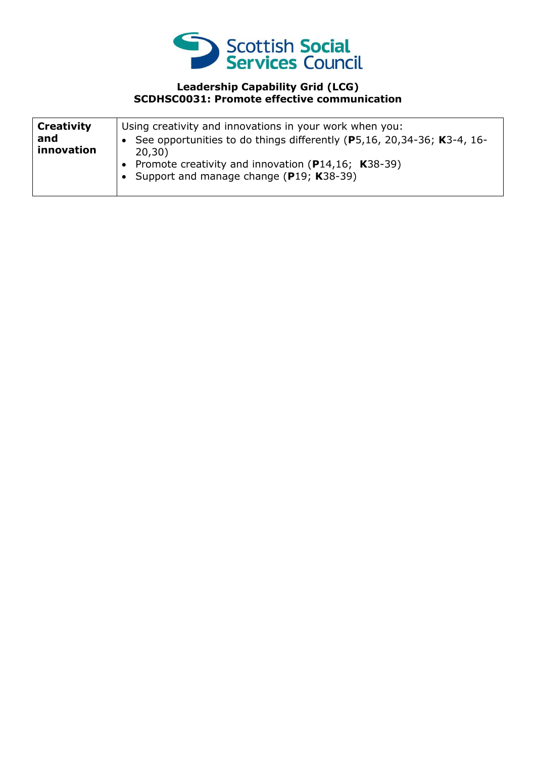**Leadership Capability Grid (LCG)**
**SCDHSC0031: Promote effective communication**

| | |
|---|---|
| **Creativity and innovation** | Using creativity and innovations in your work when you: <br>• See opportunities to do things differently (**P**5,16, 20,34-36; **K**3-4, 16-20,30) <br>• Promote creativity and innovation (**P**14,16; **K**38-39) <br>• Support and manage change (**P**19; **K**38-39) |